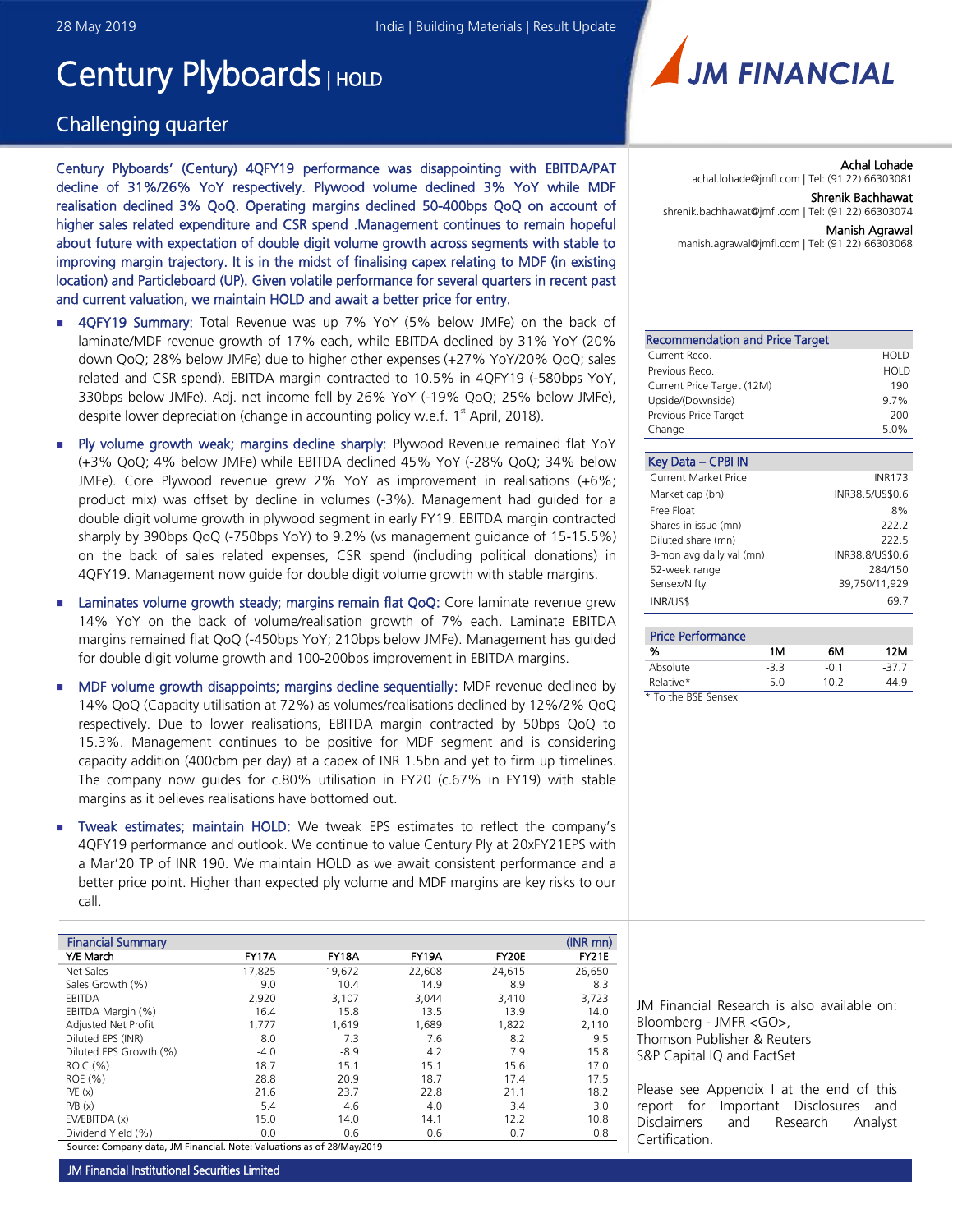28 May 2019 | India | Building Materials | Result Update

# Century Plyboards | HOLD

## Challenging quarter

**Century Plyboards' (Century) 4QFY19 performance was disappointing with EBITDA/PAT decline of 31%/26% YoY respectively. Plywood volume declined 3% YoY while MDF realisation declined 3% QoQ. Operating margins declined 50-400bps QoQ on account of higher sales related expenditure and CSR spend .Management continues to remain hopeful about future with expectation of double digit volume growth across segments with stable to improving margin trajectory. It is in the midst of finalising capex relating to MDF (in existing location) and Particleboard (UP). Given volatile performance for several quarters in recent past and current valuation, we maintain HOLD and await a better price for entry.**

- **4QFY19 Summary:** Total Revenue was up 7% YoY (5% below JMFe) on the back of laminate/MDF revenue growth of 17% each, while EBITDA declined by 31% YoY (20% down QoQ; 28% below JMFe) due to higher other expenses (+27% YoY/20% QoQ; sales related and CSR spend). EBITDA margin contracted to 10.5% in 4QFY19 (-580bps YoY, 330bps below JMFe). Adj. net income fell by 26% YoY (-19% QoQ; 25% below JMFe), despite lower depreciation (change in accounting policy w.e.f. 1st April, 2018).
- **Ply volume growth weak; margins decline sharply:** Plywood Revenue remained flat YoY (+3% QoQ; 4% below JMFe) while EBITDA declined 45% YoY (-28% QoQ; 34% below JMFe). Core Plywood revenue grew 2% YoY as improvement in realisations (+6%; product mix) was offset by decline in volumes (-3%). Management had guided for a double digit volume growth in plywood segment in early FY19. EBITDA margin contracted sharply by 390bps QoQ (-750bps YoY) to 9.2% (vs management guidance of 15-15.5%) on the back of sales related expenses, CSR spend (including political donations) in 4QFY19. Management now guide for double digit volume growth with stable margins.
- **Laminates volume growth steady; margins remain flat QoQ:** Core laminate revenue grew 14% YoY on the back of volume/realisation growth of 7% each. Laminate EBITDA margins remained flat QoQ (-450bps YoY; 210bps below JMFe). Management has guided for double digit volume growth and 100-200bps improvement in EBITDA margins.
- **MDF volume growth disappoints; margins decline sequentially:** MDF revenue declined by 14% QoQ (Capacity utilisation at 72%) as volumes/realisations declined by 12%/2% QoQ respectively. Due to lower realisations, EBITDA margin contracted by 50bps QoQ to 15.3%. Management continues to be positive for MDF segment and is considering capacity addition (400cbm per day) at a capex of INR 1.5bn and yet to firm up timelines. The company now guides for c.80% utilisation in FY20 (c.67% in FY19) with stable margins as it believes realisations have bottomed out.
- **Tweak estimates; maintain HOLD:** We tweak EPS estimates to reflect the company's 4QFY19 performance and outlook. We continue to value Century Ply at 20xFY21EPS with a Mar'20 TP of INR 190. We maintain HOLD as we await consistent performance and a better price point. Higher than expected ply volume and MDF margins are key risks to our call.

| Financial Summary | | | | | (INR mn) |
|---|---|---|---|---|---|
| Y/E March | FY17A | FY18A | FY19A | FY20E | FY21E |
| Net Sales | 17,825 | 19,672 | 22,608 | 24,615 | 26,650 |
| Sales Growth (%) | 9.0 | 10.4 | 14.9 | 8.9 | 8.3 |
| EBITDA | 2,920 | 3,107 | 3,044 | 3,410 | 3,723 |
| EBITDA Margin (%) | 16.4 | 15.8 | 13.5 | 13.9 | 14.0 |
| Adjusted Net Profit | 1,777 | 1,619 | 1,689 | 1,822 | 2,110 |
| Diluted EPS (INR) | 8.0 | 7.3 | 7.6 | 8.2 | 9.5 |
| Diluted EPS Growth (%) | -4.0 | -8.9 | 4.2 | 7.9 | 15.8 |
| ROIC (%) | 18.7 | 15.1 | 15.1 | 15.6 | 17.0 |
| ROE (%) | 28.8 | 20.9 | 18.7 | 17.4 | 17.5 |
| P/E (x) | 21.6 | 23.7 | 22.8 | 21.1 | 18.2 |
| P/B (x) | 5.4 | 4.6 | 4.0 | 3.4 | 3.0 |
| EV/EBITDA (x) | 15.0 | 14.0 | 14.1 | 12.2 | 10.8 |
| Dividend Yield (%) | 0.0 | 0.6 | 0.6 | 0.7 | 0.8 |

Source: Company data, JM Financial. Note: Valuations as of 28/May/2019

Achal Lohade
achal.lohade@jmfl.com | Tel: (91 22) 66303081

Shrenik Bachhawat
shrenik.bachhawat@jmfl.com | Tel: (91 22) 66303074

Manish Agrawal
manish.agrawal@jmfl.com | Tel: (91 22) 66303068

| Recommendation and Price Target | |
|---|---|
| Current Reco. | HOLD |
| Previous Reco. | HOLD |
| Current Price Target (12M) | 190 |
| Upside/(Downside) | 9.7% |
| Previous Price Target | 200 |
| Change | -5.0% |

| Key Data – CPBI IN | |
|---|---|
| Current Market Price | INR173 |
| Market cap (bn) | INR38.5/US$0.6 |
| Free Float | 8% |
| Shares in issue (mn) | 222.2 |
| Diluted share (mn) | 222.5 |
| 3-mon avg daily val (mn) | INR38.8/US$0.6 |
| 52-week range | 284/150 |
| Sensex/Nifty | 39,750/11,929 |
| INR/US$ | 69.7 |

| Price Performance | | | |
|---|---|---|---|
| % | 1M | 6M | 12M |
| Absolute | -3.3 | -0.1 | -37.7 |
| Relative* | -5.0 | -10.2 | -44.9 |

\* To the BSE Sensex

JM Financial Research is also available on: Bloomberg - JMFR <GO>, Thomson Publisher & Reuters S&P Capital IQ and FactSet

Please see Appendix I at the end of this report for Important Disclosures and Disclaimers and Research Analyst Certification.

JM Financial Institutional Securities Limited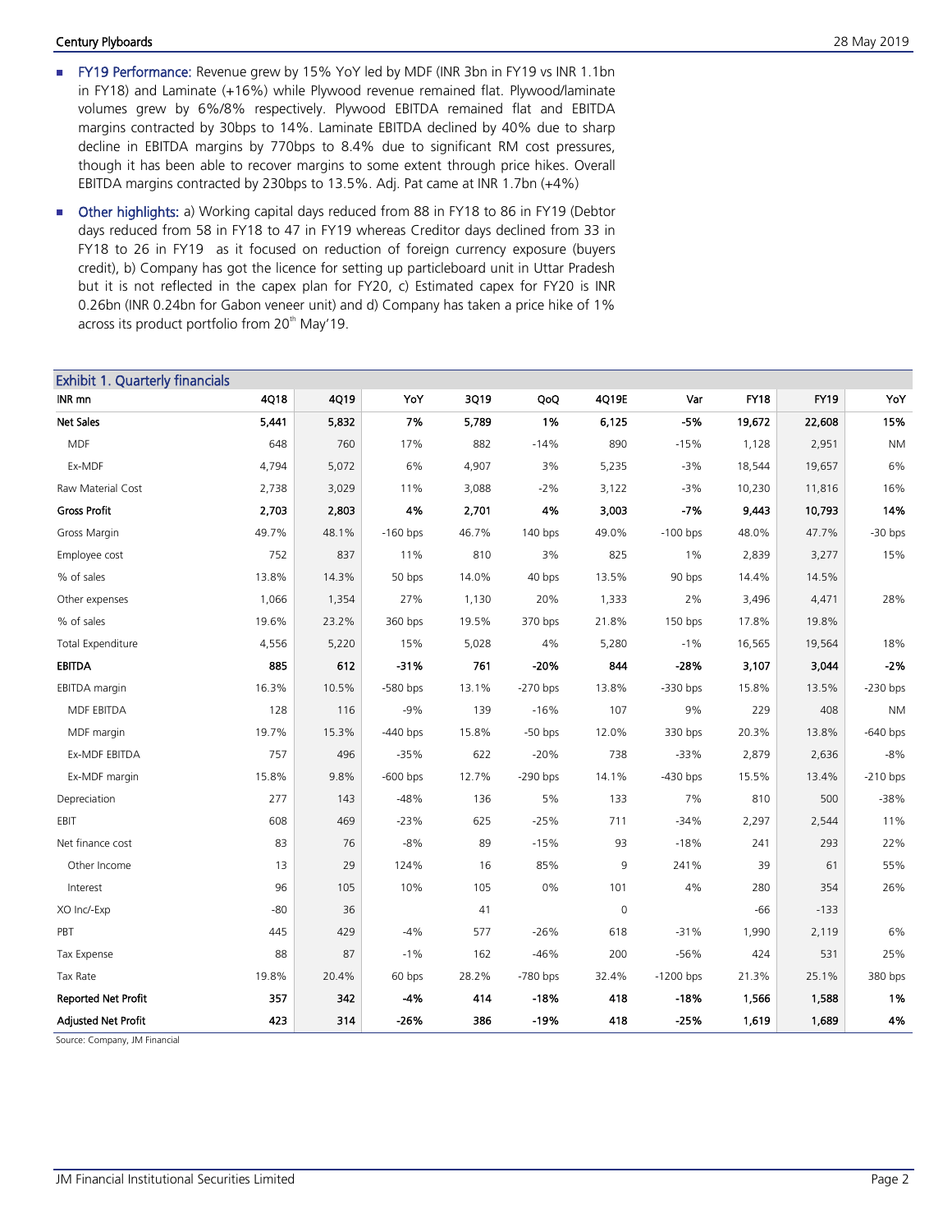- **FY19 Performance:** Revenue grew by 15% YoY led by MDF (INR 3bn in FY19 vs INR 1.1bn in FY18) and Laminate (+16%) while Plywood revenue remained flat. Plywood/laminate volumes grew by 6%/8% respectively. Plywood EBITDA remained flat and EBITDA margins contracted by 30bps to 14%. Laminate EBITDA declined by 40% due to sharp decline in EBITDA margins by 770bps to 8.4% due to significant RM cost pressures, though it has been able to recover margins to some extent through price hikes. Overall EBITDA margins contracted by 230bps to 13.5%. Adj. Pat came at INR 1.7bn (+4%)

- **Other highlights:** a) Working capital days reduced from 88 in FY18 to 86 in FY19 (Debtor days reduced from 58 in FY18 to 47 in FY19 whereas Creditor days declined from 33 in FY18 to 26 in FY19 as it focused on reduction of foreign currency exposure (buyers credit), b) Company has got the licence for setting up particleboard unit in Uttar Pradesh but it is not reflected in the capex plan for FY20, c) Estimated capex for FY20 is INR 0.26bn (INR 0.24bn for Gabon veneer unit) and d) Company has taken a price hike of 1% across its product portfolio from 20th May'19.

**Exhibit 1. Quarterly financials**

| INR mn | 4Q18 | 4Q19 | YoY | 3Q19 | QoQ | 4Q19E | Var | FY18 | FY19 | YoY |
|---|---|---|---|---|---|---|---|---|---|---|
| **Net Sales** | **5,441** | **5,832** | **7%** | **5,789** | **1%** | **6,125** | **-5%** | **19,672** | **22,608** | **15%** |
| MDF | 648 | 760 | 17% | 882 | -14% | 890 | -15% | 1,128 | 2,951 | NM |
| Ex-MDF | 4,794 | 5,072 | 6% | 4,907 | 3% | 5,235 | -3% | 18,544 | 19,657 | 6% |
| Raw Material Cost | 2,738 | 3,029 | 11% | 3,088 | -2% | 3,122 | -3% | 10,230 | 11,816 | 16% |
| **Gross Profit** | **2,703** | **2,803** | **4%** | **2,701** | **4%** | **3,003** | **-7%** | **9,443** | **10,793** | **14%** |
| Gross Margin | 49.7% | 48.1% | -160 bps | 46.7% | 140 bps | 49.0% | -100 bps | 48.0% | 47.7% | -30 bps |
| Employee cost | 752 | 837 | 11% | 810 | 3% | 825 | 1% | 2,839 | 3,277 | 15% |
| % of sales | 13.8% | 14.3% | 50 bps | 14.0% | 40 bps | 13.5% | 90 bps | 14.4% | 14.5% | |
| Other expenses | 1,066 | 1,354 | 27% | 1,130 | 20% | 1,333 | 2% | 3,496 | 4,471 | 28% |
| % of sales | 19.6% | 23.2% | 360 bps | 19.5% | 370 bps | 21.8% | 150 bps | 17.8% | 19.8% | |
| Total Expenditure | 4,556 | 5,220 | 15% | 5,028 | 4% | 5,280 | -1% | 16,565 | 19,564 | 18% |
| **EBITDA** | **885** | **612** | **-31%** | **761** | **-20%** | **844** | **-28%** | **3,107** | **3,044** | **-2%** |
| EBITDA margin | 16.3% | 10.5% | -580 bps | 13.1% | -270 bps | 13.8% | -330 bps | 15.8% | 13.5% | -230 bps |
| MDF EBITDA | 128 | 116 | -9% | 139 | -16% | 107 | 9% | 229 | 408 | NM |
| MDF margin | 19.7% | 15.3% | -440 bps | 15.8% | -50 bps | 12.0% | 330 bps | 20.3% | 13.8% | -640 bps |
| Ex-MDF EBITDA | 757 | 496 | -35% | 622 | -20% | 738 | -33% | 2,879 | 2,636 | -8% |
| Ex-MDF margin | 15.8% | 9.8% | -600 bps | 12.7% | -290 bps | 14.1% | -430 bps | 15.5% | 13.4% | -210 bps |
| Depreciation | 277 | 143 | -48% | 136 | 5% | 133 | 7% | 810 | 500 | -38% |
| EBIT | 608 | 469 | -23% | 625 | -25% | 711 | -34% | 2,297 | 2,544 | 11% |
| Net finance cost | 83 | 76 | -8% | 89 | -15% | 93 | -18% | 241 | 293 | 22% |
| Other Income | 13 | 29 | 124% | 16 | 85% | 9 | 241% | 39 | 61 | 55% |
| Interest | 96 | 105 | 10% | 105 | 0% | 101 | 4% | 280 | 354 | 26% |
| XO Inc/-Exp | -80 | 36 | | 41 | | 0 | | -66 | -133 | |
| PBT | 445 | 429 | -4% | 577 | -26% | 618 | -31% | 1,990 | 2,119 | 6% |
| Tax Expense | 88 | 87 | -1% | 162 | -46% | 200 | -56% | 424 | 531 | 25% |
| Tax Rate | 19.8% | 20.4% | 60 bps | 28.2% | -780 bps | 32.4% | -1200 bps | 21.3% | 25.1% | 380 bps |
| **Reported Net Profit** | **357** | **342** | **-4%** | **414** | **-18%** | **418** | **-18%** | **1,566** | **1,588** | **1%** |
| **Adjusted Net Profit** | **423** | **314** | **-26%** | **386** | **-19%** | **418** | **-25%** | **1,619** | **1,689** | **4%** |

Source: Company, JM Financial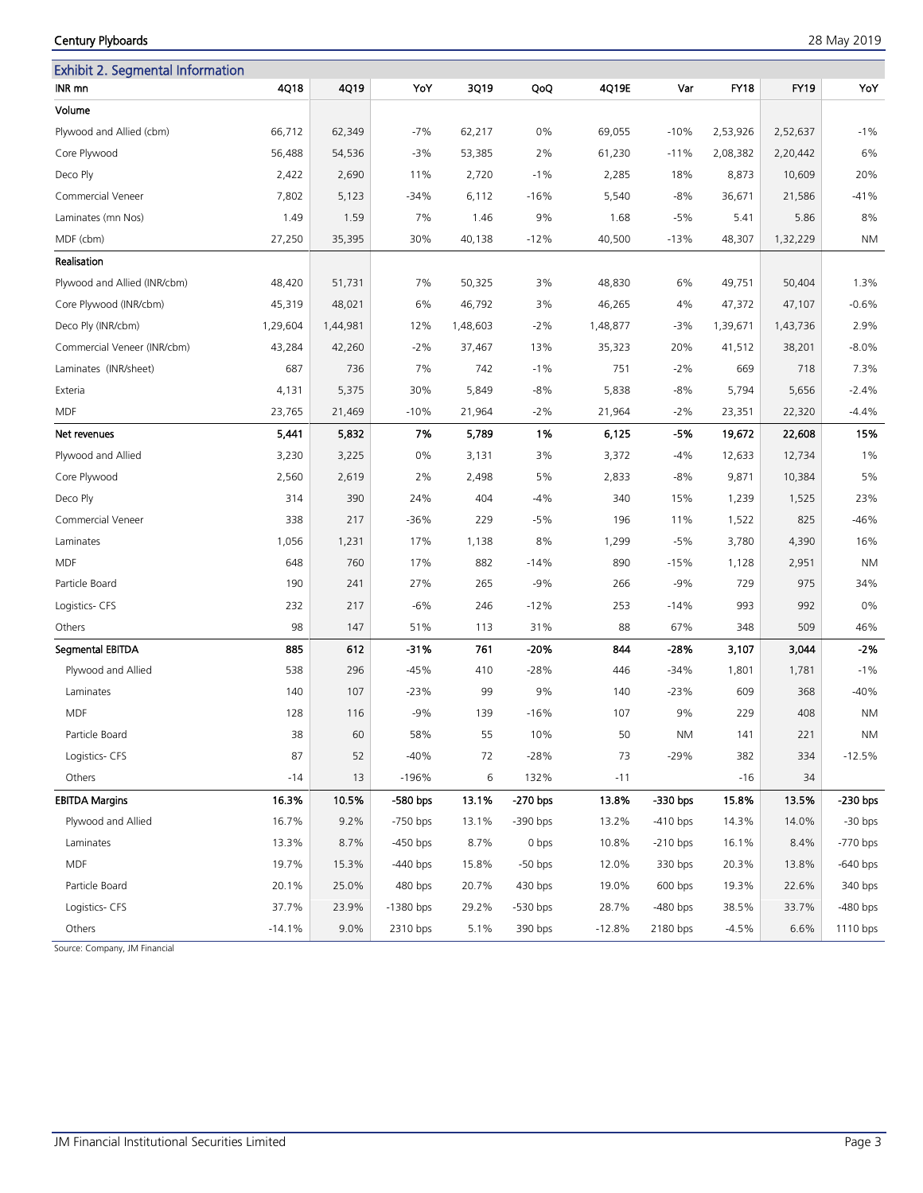## Exhibit 2. Segmental Information

| INR mn | 4Q18 | 4Q19 | YoY | 3Q19 | QoQ | 4Q19E | Var | FY18 | FY19 | YoY |
|---|---|---|---|---|---|---|---|---|---|---|
| **Volume** | | | | | | | | | | |
| Plywood and Allied (cbm) | 66,712 | 62,349 | -7% | 62,217 | 0% | 69,055 | -10% | 2,53,926 | 2,52,637 | -1% |
| Core Plywood | 56,488 | 54,536 | -3% | 53,385 | 2% | 61,230 | -11% | 2,08,382 | 2,20,442 | 6% |
| Deco Ply | 2,422 | 2,690 | 11% | 2,720 | -1% | 2,285 | 18% | 8,873 | 10,609 | 20% |
| Commercial Veneer | 7,802 | 5,123 | -34% | 6,112 | -16% | 5,540 | -8% | 36,671 | 21,586 | -41% |
| Laminates (mn Nos) | 1.49 | 1.59 | 7% | 1.46 | 9% | 1.68 | -5% | 5.41 | 5.86 | 8% |
| MDF (cbm) | 27,250 | 35,395 | 30% | 40,138 | -12% | 40,500 | -13% | 48,307 | 1,32,229 | NM |
| **Realisation** | | | | | | | | | | |
| Plywood and Allied (INR/cbm) | 48,420 | 51,731 | 7% | 50,325 | 3% | 48,830 | 6% | 49,751 | 50,404 | 1.3% |
| Core Plywood (INR/cbm) | 45,319 | 48,021 | 6% | 46,792 | 3% | 46,265 | 4% | 47,372 | 47,107 | -0.6% |
| Deco Ply (INR/cbm) | 1,29,604 | 1,44,981 | 12% | 1,48,603 | -2% | 1,48,877 | -3% | 1,39,671 | 1,43,736 | 2.9% |
| Commercial Veneer (INR/cbm) | 43,284 | 42,260 | -2% | 37,467 | 13% | 35,323 | 20% | 41,512 | 38,201 | -8.0% |
| Laminates (INR/sheet) | 687 | 736 | 7% | 742 | -1% | 751 | -2% | 669 | 718 | 7.3% |
| Exteria | 4,131 | 5,375 | 30% | 5,849 | -8% | 5,838 | -8% | 5,794 | 5,656 | -2.4% |
| MDF | 23,765 | 21,469 | -10% | 21,964 | -2% | 21,964 | -2% | 23,351 | 22,320 | -4.4% |
| **Net revenues** | **5,441** | **5,832** | **7%** | **5,789** | **1%** | **6,125** | **-5%** | **19,672** | **22,608** | **15%** |
| Plywood and Allied | 3,230 | 3,225 | 0% | 3,131 | 3% | 3,372 | -4% | 12,633 | 12,734 | 1% |
| Core Plywood | 2,560 | 2,619 | 2% | 2,498 | 5% | 2,833 | -8% | 9,871 | 10,384 | 5% |
| Deco Ply | 314 | 390 | 24% | 404 | -4% | 340 | 15% | 1,239 | 1,525 | 23% |
| Commercial Veneer | 338 | 217 | -36% | 229 | -5% | 196 | 11% | 1,522 | 825 | -46% |
| Laminates | 1,056 | 1,231 | 17% | 1,138 | 8% | 1,299 | -5% | 3,780 | 4,390 | 16% |
| MDF | 648 | 760 | 17% | 882 | -14% | 890 | -15% | 1,128 | 2,951 | NM |
| Particle Board | 190 | 241 | 27% | 265 | -9% | 266 | -9% | 729 | 975 | 34% |
| Logistics- CFS | 232 | 217 | -6% | 246 | -12% | 253 | -14% | 993 | 992 | 0% |
| Others | 98 | 147 | 51% | 113 | 31% | 88 | 67% | 348 | 509 | 46% |
| **Segmental EBITDA** | **885** | **612** | **-31%** | **761** | **-20%** | **844** | **-28%** | **3,107** | **3,044** | **-2%** |
| Plywood and Allied | 538 | 296 | -45% | 410 | -28% | 446 | -34% | 1,801 | 1,781 | -1% |
| Laminates | 140 | 107 | -23% | 99 | 9% | 140 | -23% | 609 | 368 | -40% |
| MDF | 128 | 116 | -9% | 139 | -16% | 107 | 9% | 229 | 408 | NM |
| Particle Board | 38 | 60 | 58% | 55 | 10% | 50 | NM | 141 | 221 | NM |
| Logistics- CFS | 87 | 52 | -40% | 72 | -28% | 73 | -29% | 382 | 334 | -12.5% |
| Others | -14 | 13 | -196% | 6 | 132% | -11 | | -16 | 34 | |
| **EBITDA Margins** | **16.3%** | **10.5%** | **-580 bps** | **13.1%** | **-270 bps** | **13.8%** | **-330 bps** | **15.8%** | **13.5%** | **-230 bps** |
| Plywood and Allied | 16.7% | 9.2% | -750 bps | 13.1% | -390 bps | 13.2% | -410 bps | 14.3% | 14.0% | -30 bps |
| Laminates | 13.3% | 8.7% | -450 bps | 8.7% | 0 bps | 10.8% | -210 bps | 16.1% | 8.4% | -770 bps |
| MDF | 19.7% | 15.3% | -440 bps | 15.8% | -50 bps | 12.0% | 330 bps | 20.3% | 13.8% | -640 bps |
| Particle Board | 20.1% | 25.0% | 480 bps | 20.7% | 430 bps | 19.0% | 600 bps | 19.3% | 22.6% | 340 bps |
| Logistics- CFS | 37.7% | 23.9% | -1380 bps | 29.2% | -530 bps | 28.7% | -480 bps | 38.5% | 33.7% | -480 bps |
| Others | -14.1% | 9.0% | 2310 bps | 5.1% | 390 bps | -12.8% | 2180 bps | -4.5% | 6.6% | 1110 bps |

Source: Company, JM Financial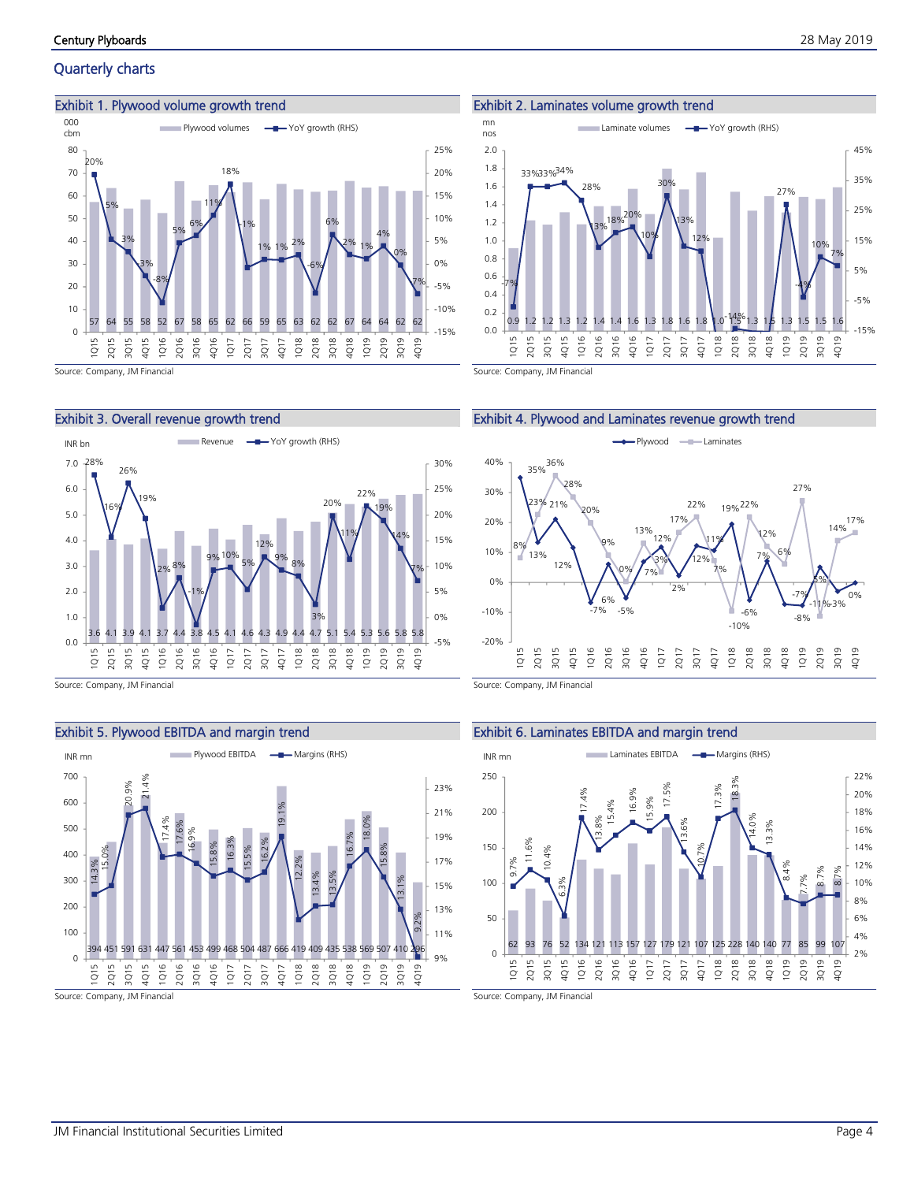## Quarterly charts

### Exhibit 1. Plywood volume growth trend

| Quarter | 1Q15 | 2Q15 | 3Q15 | 4Q15 | 1Q16 | 2Q16 | 3Q16 | 4Q16 | 1Q17 | 2Q17 | 3Q17 | 4Q17 | 1Q18 | 2Q18 | 3Q18 | 4Q18 | 1Q19 | 2Q19 | 3Q19 | 4Q19 |
|---|---|---|---|---|---|---|---|---|---|---|---|---|---|---|---|---|---|---|---|---|
| Plywood volumes (000 cbm) | 57 | 64 | 55 | 58 | 52 | 67 | 58 | 65 | 62 | 66 | 59 | 65 | 63 | 62 | 62 | 67 | 64 | 64 | 62 | 62 |
| YoY growth (RHS) | 20% | 5% | 3% | -3% | -8% | 5% | 6% | 11% | 18% | -1% | 1% | 1% | 2% | -6% | 6% | 2% | 1% | 4% | 0% | -7% |

Source: Company, JM Financial

### Exhibit 2. Laminates volume growth trend

| Quarter | 1Q15 | 2Q15 | 3Q15 | 4Q15 | 1Q16 | 2Q16 | 3Q16 | 4Q16 | 1Q17 | 2Q17 | 3Q17 | 4Q17 | 1Q18 | 2Q18 | 3Q18 | 4Q18 | 1Q19 | 2Q19 | 3Q19 | 4Q19 |
|---|---|---|---|---|---|---|---|---|---|---|---|---|---|---|---|---|---|---|---|---|
| Laminate volumes (mn nos) | 0.9 | 1.2 | 1.2 | 1.3 | 1.2 | 1.4 | 1.4 | 1.6 | 1.3 | 1.8 | 1.6 | 1.8 | 1.0 | 1.5 | 1.3 | 1.5 | 1.3 | 1.5 | 1.5 | 1.6 |
| YoY growth (RHS) | -7% | 33% | 33% | 34% | 28% | 13% | 18% | 20% | 10% | 30% | 13% | 12% | -14% | 13% | | | 27% | -4% | 10% | 7% |

Source: Company, JM Financial

### Exhibit 3. Overall revenue growth trend

| Quarter | 1Q15 | 2Q15 | 3Q15 | 4Q15 | 1Q16 | 2Q16 | 3Q16 | 4Q16 | 1Q17 | 2Q17 | 3Q17 | 4Q17 | 1Q18 | 2Q18 | 3Q18 | 4Q18 | 1Q19 | 2Q19 | 3Q19 | 4Q19 |
|---|---|---|---|---|---|---|---|---|---|---|---|---|---|---|---|---|---|---|---|---|
| Revenue (INR bn) | 3.6 | 4.1 | 3.9 | 4.1 | 3.7 | 4.4 | 3.8 | 4.5 | 4.1 | 4.6 | 4.3 | 4.9 | 4.4 | 4.7 | 5.1 | 5.4 | 5.3 | 5.6 | 5.8 | 5.8 |
| YoY growth (RHS) | 28% | 16% | 26% | 19% | 2% | 8% | -1% | 9% | 10% | 5% | 12% | 9% | 8% | 3% | 20% | 11% | 22% | 19% | 14% | 7% |

Source: Company, JM Financial

### Exhibit 4. Plywood and Laminates revenue growth trend

| Quarter | 1Q15 | 2Q15 | 3Q15 | 4Q15 | 1Q16 | 2Q16 | 3Q16 | 4Q16 | 1Q17 | 2Q17 | 3Q17 | 4Q17 | 1Q18 | 2Q18 | 3Q18 | 4Q18 | 1Q19 | 2Q19 | 3Q19 | 4Q19 |
|---|---|---|---|---|---|---|---|---|---|---|---|---|---|---|---|---|---|---|---|---|
| Plywood | 35% | 13% | 21% | 12% | -7% | 6% | -5% | 7% | 12% | 2% | 12% | 11% | 19% | -6% | 7% | -7% | -8% | 5% | -3% | 0% |
| Laminates | 8% | 23% | 36% | 28% | 20% | 9% | 0% | 13% | 3% | 17% | 22% | 7% | -10% | 22% | 12% | 6% | 27% | -11% | 14% | 17% |

Source: Company, JM Financial

### Exhibit 5. Plywood EBITDA and margin trend

| Quarter | 1Q15 | 2Q15 | 3Q15 | 4Q15 | 1Q16 | 2Q16 | 3Q16 | 4Q16 | 1Q17 | 2Q17 | 3Q17 | 4Q17 | 1Q18 | 2Q18 | 3Q18 | 4Q18 | 1Q19 | 2Q19 | 3Q19 | 4Q19 |
|---|---|---|---|---|---|---|---|---|---|---|---|---|---|---|---|---|---|---|---|---|
| Plywood EBITDA (INR mn) | 394 | 451 | 591 | 631 | 447 | 561 | 453 | 499 | 468 | 504 | 487 | 666 | 419 | 409 | 435 | 538 | 569 | 507 | 410 | 296 |
| Margins (RHS) | 14.3% | 15.0% | 20.9% | 21.4% | 17.4% | 17.6% | 16.9% | 15.8% | 16.3% | 15.5% | 16.2% | 19.1% | 12.2% | 13.4% | 13.5% | 16.7% | 18.0% | 15.8% | 13.1% | 9.2% |

Source: Company, JM Financial

### Exhibit 6. Laminates EBITDA and margin trend

| Quarter | 1Q15 | 2Q15 | 3Q15 | 4Q15 | 1Q16 | 2Q16 | 3Q16 | 4Q16 | 1Q17 | 2Q17 | 3Q17 | 4Q17 | 1Q18 | 2Q18 | 3Q18 | 4Q18 | 1Q19 | 2Q19 | 3Q19 | 4Q19 |
|---|---|---|---|---|---|---|---|---|---|---|---|---|---|---|---|---|---|---|---|---|
| Laminates EBITDA (INR mn) | 62 | 93 | 76 | 52 | 134 | 121 | 113 | 157 | 127 | 179 | 121 | 107 | 125 | 228 | 140 | 140 | 77 | 85 | 99 | 107 |
| Margins (RHS) | 9.7% | 11.6% | 10.4% | 6.3% | 17.4% | 13.8% | 15.4% | 16.9% | 15.9% | 17.5% | 13.6% | 10.7% | 17.3% | 18.3% | 14.0% | 13.3% | 8.4% | 7.7% | 8.7% | 8.7% |

Source: Company, JM Financial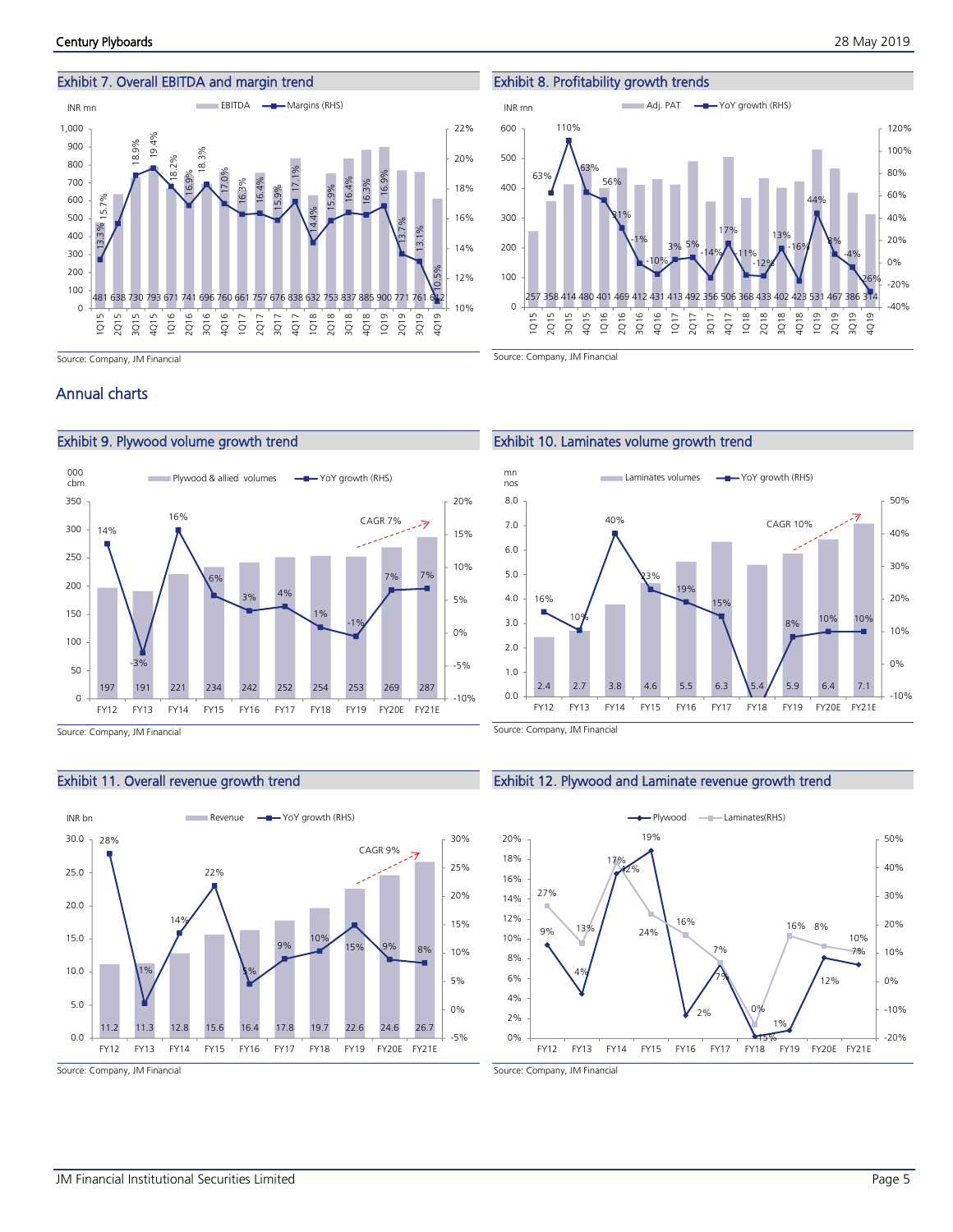### Exhibit 7. Overall EBITDA and margin trend

INR mn

| Quarter | EBITDA | Margins (RHS) |
|---|---|---|
| 1Q15 | 481 | 13.3% |
| 2Q15 | 638 | 15.7% |
| 3Q15 | 730 | 18.9% |
| 4Q15 | 793 | 19.4% |
| 1Q16 | 671 | 18.2% |
| 2Q16 | 741 | 16.9% |
| 3Q16 | 696 | 18.3% |
| 4Q16 | 760 | 17.0% |
| 1Q17 | 661 | 16.3% |
| 2Q17 | 757 | 16.4% |
| 3Q17 | 676 | 15.9% |
| 4Q17 | 838 | 17.1% |
| 1Q18 | 632 | 14.4% |
| 2Q18 | 753 | 15.9% |
| 3Q18 | 837 | 16.4% |
| 4Q18 | 885 | 16.3% |
| 1Q19 | 900 | 16.9% |
| 2Q19 | 771 | 13.7% |
| 3Q19 | 761 | 13.1% |
| 4Q19 | 612 | 10.5% |

Source: Company, JM Financial

### Exhibit 8. Profitability growth trends

INR mn

| Quarter | Adj. PAT | YoY growth (RHS) |
|---|---|---|
| 1Q15 | 257 | |
| 2Q15 | 358 | 63% |
| 3Q15 | 414 | 110% |
| 4Q15 | 480 | 63% |
| 1Q16 | 401 | 56% |
| 2Q16 | 469 | 31% |
| 3Q16 | 412 | -1% |
| 4Q16 | 431 | -10% |
| 1Q17 | 413 | 3% |
| 2Q17 | 492 | 5% |
| 3Q17 | 356 | -14% |
| 4Q17 | 506 | 17% |
| 1Q18 | 368 | -11% |
| 2Q18 | 433 | -12% |
| 3Q18 | 402 | 13% |
| 4Q18 | 423 | -16% |
| 1Q19 | 531 | 44% |
| 2Q19 | 467 | 8% |
| 3Q19 | 386 | -4% |
| 4Q19 | 314 | -26% |

Source: Company, JM Financial

## Annual charts

### Exhibit 9. Plywood volume growth trend

000 cbm

| Year | Plywood & allied volumes | YoY growth (RHS) |
|---|---|---|
| FY12 | 197 | 14% |
| FY13 | 191 | -3% |
| FY14 | 221 | 16% |
| FY15 | 234 | 6% |
| FY16 | 242 | 3% |
| FY17 | 252 | 4% |
| FY18 | 254 | 1% |
| FY19 | 253 | -1% |
| FY20E | 269 | 7% |
| FY21E | 287 | 7% |

CAGR 7%

Source: Company, JM Financial

### Exhibit 10. Laminates volume growth trend

mn nos

| Year | Laminates volumes | YoY growth (RHS) |
|---|---|---|
| FY12 | 2.4 | 16% |
| FY13 | 2.7 | 10% |
| FY14 | 3.8 | 40% |
| FY15 | 4.6 | 23% |
| FY16 | 5.5 | 19% |
| FY17 | 6.3 | 15% |
| FY18 | 5.4 | |
| FY19 | 5.9 | 8% |
| FY20E | 6.4 | 10% |
| FY21E | 7.1 | 10% |

CAGR 10%

Source: Company, JM Financial

### Exhibit 11. Overall revenue growth trend

INR bn

| Year | Revenue | YoY growth (RHS) |
|---|---|---|
| FY12 | 11.2 | 28% |
| FY13 | 11.3 | 1% |
| FY14 | 12.8 | 14% |
| FY15 | 15.6 | 22% |
| FY16 | 16.4 | 5% |
| FY17 | 17.8 | 9% |
| FY18 | 19.7 | 10% |
| FY19 | 22.6 | 15% |
| FY20E | 24.6 | 9% |
| FY21E | 26.7 | 8% |

CAGR 9%

Source: Company, JM Financial

### Exhibit 12. Plywood and Laminate revenue growth trend

| Year | Plywood | Laminates (RHS) |
|---|---|---|
| FY12 | 9% | 27% |
| FY13 | 4% | 13% |
| FY14 | 17% | 42% |
| FY15 | 19% | 24% |
| FY16 | 2% | 16% |
| FY17 | 7% | 7% |
| FY18 | 0% | -15% |
| FY19 | 1% | 16% |
| FY20E | 8% | 12% |
| FY21E | 7% | 10% |

Source: Company, JM Financial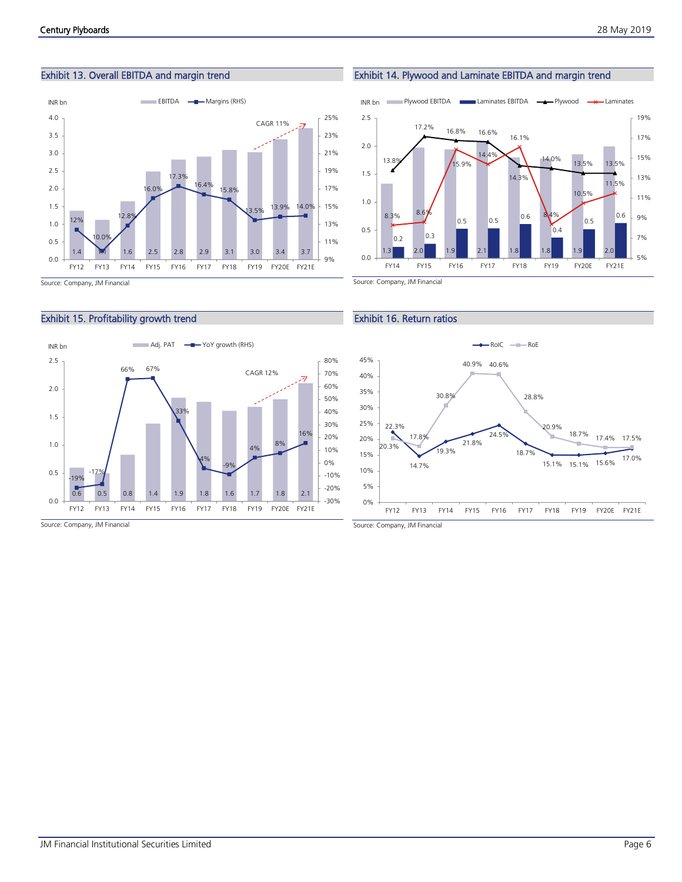## Exhibit 13. Overall EBITDA and margin trend

| INR bn | FY12 | FY13 | FY14 | FY15 | FY16 | FY17 | FY18 | FY19 | FY20E | FY21E |
|---|---|---|---|---|---|---|---|---|---|---|
| EBITDA | 1.4 | 1.1 | 1.6 | 2.5 | 2.8 | 2.9 | 3.1 | 3.0 | 3.4 | 3.7 |
| Margins (RHS) | 12% | 10.0% | 12.8% | 16.0% | 17.3% | 16.4% | 15.8% | 13.5% | 13.9% | 14.0% |

CAGR 11%

Source: Company, JM Financial

## Exhibit 14. Plywood and Laminate EBITDA and margin trend

| INR bn | FY14 | FY15 | FY16 | FY17 | FY18 | FY19 | FY20E | FY21E |
|---|---|---|---|---|---|---|---|---|
| Plywood EBITDA | 1.3 | 2.0 | 1.9 | 2.1 | 1.8 | 1.8 | 1.9 | 2.0 |
| Laminates EBITDA | 0.2 | 0.3 | 0.5 | 0.5 | 0.6 | 0.4 | 0.5 | 0.6 |
| Plywood | 13.8% | 17.2% | 16.8% | 16.6% | 14.3% | 14.0% | 13.5% | 13.5% |
| Laminates | 8.3% | 8.6% | 15.9% | 14.4% | 16.1% | 8.4% | 10.5% | 11.5% |

Source: Company, JM Financial

## Exhibit 15. Profitability growth trend

| INR bn | FY12 | FY13 | FY14 | FY15 | FY16 | FY17 | FY18 | FY19 | FY20E | FY21E |
|---|---|---|---|---|---|---|---|---|---|---|
| Adj. PAT | 0.6 | 0.5 | 0.8 | 1.4 | 1.9 | 1.8 | 1.6 | 1.7 | 1.8 | 2.1 |
| YoY growth (RHS) | -19% | -17% | 66% | 67% | 33% | -4% | -9% | 4% | 8% | 16% |

CAGR 12%

Source: Company, JM Financial

## Exhibit 16. Return ratios

| | FY12 | FY13 | FY14 | FY15 | FY16 | FY17 | FY18 | FY19 | FY20E | FY21E |
|---|---|---|---|---|---|---|---|---|---|---|
| RoIC | 22.3% | 14.7% | 19.3% | 21.8% | 24.5% | 18.7% | 15.1% | 15.1% | 15.6% | 17.0% |
| RoE | 20.3% | 17.8% | 30.8% | 40.9% | 40.6% | 28.8% | 20.9% | 18.7% | 17.4% | 17.5% |

Source: Company, JM Financial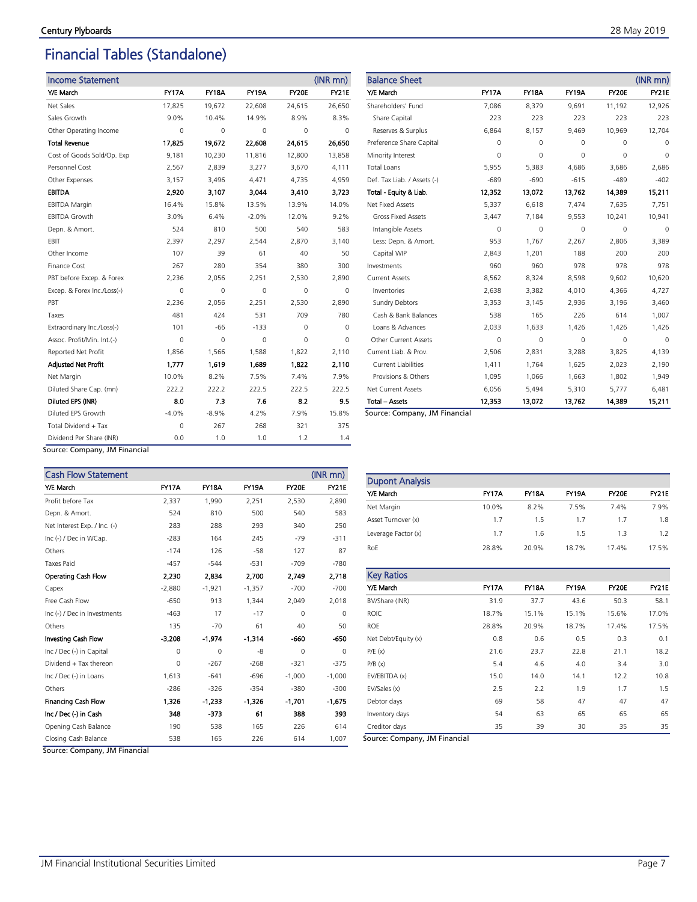# Financial Tables (Standalone)

| Income Statement | | | | | (INR mn) |
|---|---|---|---|---|---|
| Y/E March | FY17A | FY18A | FY19A | FY20E | FY21E |
| Net Sales | 17,825 | 19,672 | 22,608 | 24,615 | 26,650 |
| Sales Growth | 9.0% | 10.4% | 14.9% | 8.9% | 8.3% |
| Other Operating Income | 0 | 0 | 0 | 0 | 0 |
| **Total Revenue** | **17,825** | **19,672** | **22,608** | **24,615** | **26,650** |
| Cost of Goods Sold/Op. Exp | 9,181 | 10,230 | 11,816 | 12,800 | 13,858 |
| Personnel Cost | 2,567 | 2,839 | 3,277 | 3,670 | 4,111 |
| Other Expenses | 3,157 | 3,496 | 4,471 | 4,735 | 4,959 |
| **EBITDA** | **2,920** | **3,107** | **3,044** | **3,410** | **3,723** |
| EBITDA Margin | 16.4% | 15.8% | 13.5% | 13.9% | 14.0% |
| EBITDA Growth | 3.0% | 6.4% | -2.0% | 12.0% | 9.2% |
| Depn. & Amort. | 524 | 810 | 500 | 540 | 583 |
| EBIT | 2,397 | 2,297 | 2,544 | 2,870 | 3,140 |
| Other Income | 107 | 39 | 61 | 40 | 50 |
| Finance Cost | 267 | 280 | 354 | 380 | 300 |
| PBT before Excep. & Forex | 2,236 | 2,056 | 2,251 | 2,530 | 2,890 |
| Excep. & Forex Inc./Loss(-) | 0 | 0 | 0 | 0 | 0 |
| PBT | 2,236 | 2,056 | 2,251 | 2,530 | 2,890 |
| Taxes | 481 | 424 | 531 | 709 | 780 |
| Extraordinary Inc./Loss(-) | 101 | -66 | -133 | 0 | 0 |
| Assoc. Profit/Min. Int.(-) | 0 | 0 | 0 | 0 | 0 |
| Reported Net Profit | 1,856 | 1,566 | 1,588 | 1,822 | 2,110 |
| **Adjusted Net Profit** | **1,777** | **1,619** | **1,689** | **1,822** | **2,110** |
| Net Margin | 10.0% | 8.2% | 7.5% | 7.4% | 7.9% |
| Diluted Share Cap. (mn) | 222.2 | 222.2 | 222.5 | 222.5 | 222.5 |
| **Diluted EPS (INR)** | **8.0** | **7.3** | **7.6** | **8.2** | **9.5** |
| Diluted EPS Growth | -4.0% | -8.9% | 4.2% | 7.9% | 15.8% |
| Total Dividend + Tax | 0 | 267 | 268 | 321 | 375 |
| Dividend Per Share (INR) | 0.0 | 1.0 | 1.0 | 1.2 | 1.4 |

Source: Company, JM Financial

| Balance Sheet | | | | | (INR mn) |
|---|---|---|---|---|---|
| Y/E March | FY17A | FY18A | FY19A | FY20E | FY21E |
| Shareholders' Fund | 7,086 | 8,379 | 9,691 | 11,192 | 12,926 |
| Share Capital | 223 | 223 | 223 | 223 | 223 |
| Reserves & Surplus | 6,864 | 8,157 | 9,469 | 10,969 | 12,704 |
| Preference Share Capital | 0 | 0 | 0 | 0 | 0 |
| Minority Interest | 0 | 0 | 0 | 0 | 0 |
| Total Loans | 5,955 | 5,383 | 4,686 | 3,686 | 2,686 |
| Def. Tax Liab. / Assets (-) | -689 | -690 | -615 | -489 | -402 |
| **Total - Equity & Liab.** | **12,352** | **13,072** | **13,762** | **14,389** | **15,211** |
| Net Fixed Assets | 5,337 | 6,618 | 7,474 | 7,635 | 7,751 |
| Gross Fixed Assets | 3,447 | 7,184 | 9,553 | 10,241 | 10,941 |
| Intangible Assets | 0 | 0 | 0 | 0 | 0 |
| Less: Depn. & Amort. | 953 | 1,767 | 2,267 | 2,806 | 3,389 |
| Capital WIP | 2,843 | 1,201 | 188 | 200 | 200 |
| Investments | 960 | 960 | 978 | 978 | 978 |
| Current Assets | 8,562 | 8,324 | 8,598 | 9,602 | 10,620 |
| Inventories | 2,638 | 3,382 | 4,010 | 4,366 | 4,727 |
| Sundry Debtors | 3,353 | 3,145 | 2,936 | 3,196 | 3,460 |
| Cash & Bank Balances | 538 | 165 | 226 | 614 | 1,007 |
| Loans & Advances | 2,033 | 1,633 | 1,426 | 1,426 | 1,426 |
| Other Current Assets | 0 | 0 | 0 | 0 | 0 |
| Current Liab. & Prov. | 2,506 | 2,831 | 3,288 | 3,825 | 4,139 |
| Current Liabilities | 1,411 | 1,764 | 1,625 | 2,023 | 2,190 |
| Provisions & Others | 1,095 | 1,066 | 1,663 | 1,802 | 1,949 |
| Net Current Assets | 6,056 | 5,494 | 5,310 | 5,777 | 6,481 |
| **Total – Assets** | **12,353** | **13,072** | **13,762** | **14,389** | **15,211** |

Source: Company, JM Financial

| Cash Flow Statement | | | | | (INR mn) |
|---|---|---|---|---|---|
| Y/E March | FY17A | FY18A | FY19A | FY20E | FY21E |
| Profit before Tax | 2,337 | 1,990 | 2,251 | 2,530 | 2,890 |
| Depn. & Amort. | 524 | 810 | 500 | 540 | 583 |
| Net Interest Exp. / Inc. (-) | 283 | 288 | 293 | 340 | 250 |
| Inc (-) / Dec in WCap. | -283 | 164 | 245 | -79 | -311 |
| Others | -174 | 126 | -58 | 127 | 87 |
| Taxes Paid | -457 | -544 | -531 | -709 | -780 |
| **Operating Cash Flow** | **2,230** | **2,834** | **2,700** | **2,749** | **2,718** |
| Capex | -2,880 | -1,921 | -1,357 | -700 | -700 |
| Free Cash Flow | -650 | 913 | 1,344 | 2,049 | 2,018 |
| Inc (-) / Dec in Investments | -463 | 17 | -17 | 0 | 0 |
| Others | 135 | -70 | 61 | 40 | 50 |
| **Investing Cash Flow** | **-3,208** | **-1,974** | **-1,314** | **-660** | **-650** |
| Inc / Dec (-) in Capital | 0 | 0 | -8 | 0 | 0 |
| Dividend + Tax thereon | 0 | -267 | -268 | -321 | -375 |
| Inc / Dec (-) in Loans | 1,613 | -641 | -696 | -1,000 | -1,000 |
| Others | -286 | -326 | -354 | -380 | -300 |
| **Financing Cash Flow** | **1,326** | **-1,233** | **-1,326** | **-1,701** | **-1,675** |
| **Inc / Dec (-) in Cash** | **348** | **-373** | **61** | **388** | **393** |
| Opening Cash Balance | 190 | 538 | 165 | 226 | 614 |
| Closing Cash Balance | 538 | 165 | 226 | 614 | 1,007 |

Source: Company, JM Financial

| Dupont Analysis | | | | | |
|---|---|---|---|---|---|
| Y/E March | FY17A | FY18A | FY19A | FY20E | FY21E |
| Net Margin | 10.0% | 8.2% | 7.5% | 7.4% | 7.9% |
| Asset Turnover (x) | 1.7 | 1.5 | 1.7 | 1.7 | 1.8 |
| Leverage Factor (x) | 1.7 | 1.6 | 1.5 | 1.3 | 1.2 |
| RoE | 28.8% | 20.9% | 18.7% | 17.4% | 17.5% |

| Key Ratios | | | | | |
|---|---|---|---|---|---|
| Y/E March | FY17A | FY18A | FY19A | FY20E | FY21E |
| BV/Share (INR) | 31.9 | 37.7 | 43.6 | 50.3 | 58.1 |
| ROIC | 18.7% | 15.1% | 15.1% | 15.6% | 17.0% |
| ROE | 28.8% | 20.9% | 18.7% | 17.4% | 17.5% |
| Net Debt/Equity (x) | 0.8 | 0.6 | 0.5 | 0.3 | 0.1 |
| P/E (x) | 21.6 | 23.7 | 22.8 | 21.1 | 18.2 |
| P/B (x) | 5.4 | 4.6 | 4.0 | 3.4 | 3.0 |
| EV/EBITDA (x) | 15.0 | 14.0 | 14.1 | 12.2 | 10.8 |
| EV/Sales (x) | 2.5 | 2.2 | 1.9 | 1.7 | 1.5 |
| Debtor days | 69 | 58 | 47 | 47 | 47 |
| Inventory days | 54 | 63 | 65 | 65 | 65 |
| Creditor days | 35 | 39 | 30 | 35 | 35 |

Source: Company, JM Financial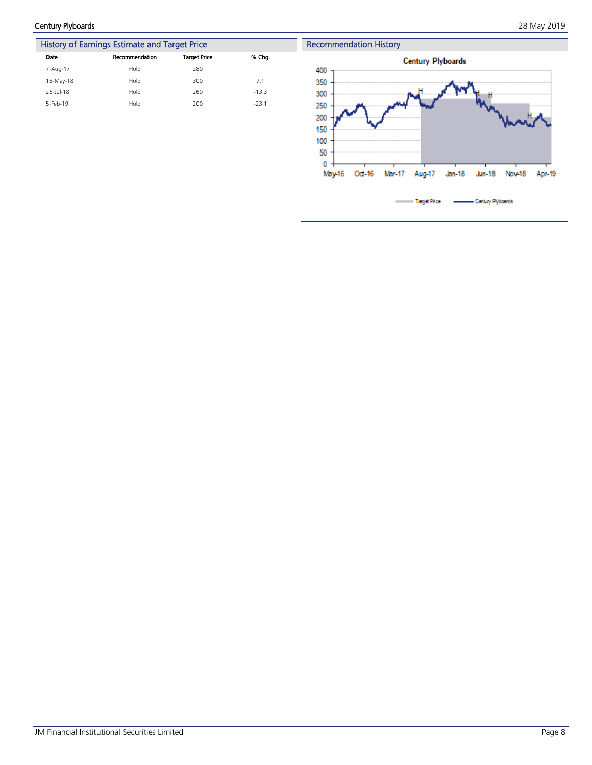## History of Earnings Estimate and Target Price

| Date | Recommendation | Target Price | % Chg. |
|---|---|---|---|
| 7-Aug-17 | Hold | 280 | |
| 18-May-18 | Hold | 300 | 7.1 |
| 25-Jul-18 | Hold | 260 | -13.3 |
| 5-Feb-19 | Hold | 200 | -23.1 |

## Recommendation History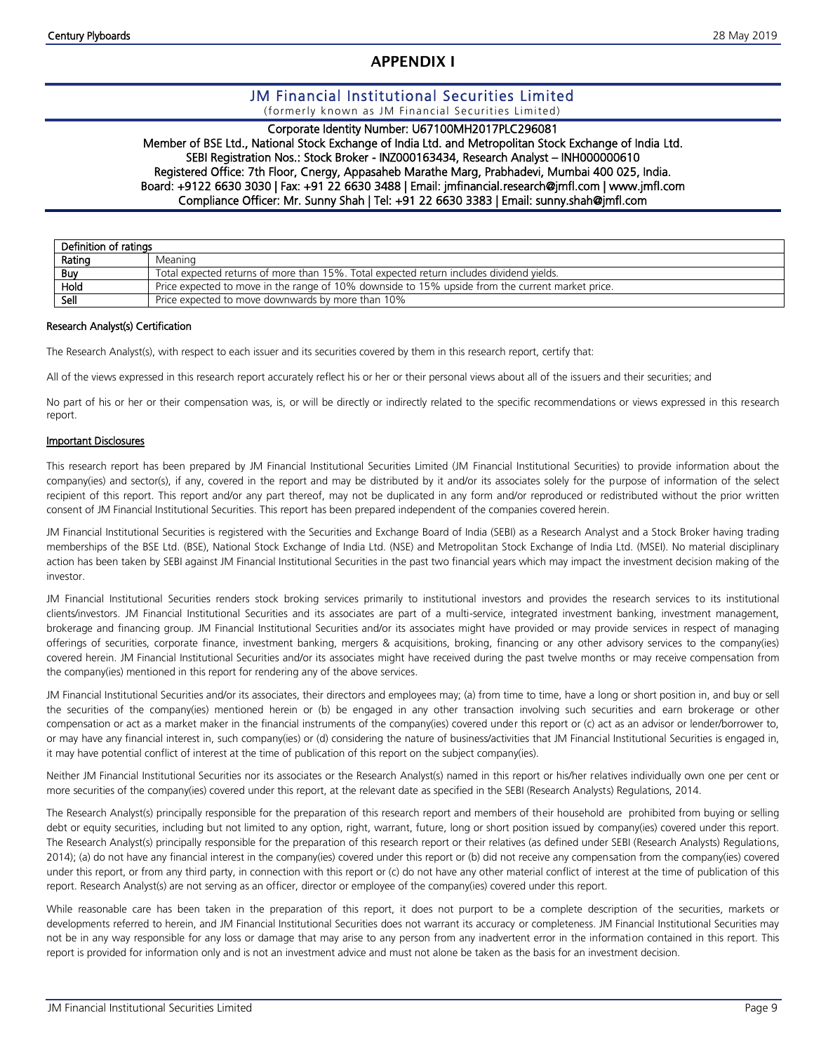# APPENDIX I

## JM Financial Institutional Securities Limited

(formerly known as JM Financial Securities Limited)

Corporate Identity Number: U67100MH2017PLC296081
Member of BSE Ltd., National Stock Exchange of India Ltd. and Metropolitan Stock Exchange of India Ltd.
SEBI Registration Nos.: Stock Broker - INZ000163434, Research Analyst – INH000000610
Registered Office: 7th Floor, Cnergy, Appasaheb Marathe Marg, Prabhadevi, Mumbai 400 025, India.
Board: +9122 6630 3030 | Fax: +91 22 6630 3488 | Email: jmfinancial.research@jmfl.com | www.jmfl.com
Compliance Officer: Mr. Sunny Shah | Tel: +91 22 6630 3383 | Email: sunny.shah@jmfl.com

| Definition of ratings | |
|---|---|
| Rating | Meaning |
| Buy | Total expected returns of more than 15%. Total expected return includes dividend yields. |
| Hold | Price expected to move in the range of 10% downside to 15% upside from the current market price. |
| Sell | Price expected to move downwards by more than 10% |

### Research Analyst(s) Certification

The Research Analyst(s), with respect to each issuer and its securities covered by them in this research report, certify that:

All of the views expressed in this research report accurately reflect his or her or their personal views about all of the issuers and their securities; and

No part of his or her or their compensation was, is, or will be directly or indirectly related to the specific recommendations or views expressed in this research report.

### Important Disclosures

This research report has been prepared by JM Financial Institutional Securities Limited (JM Financial Institutional Securities) to provide information about the company(ies) and sector(s), if any, covered in the report and may be distributed by it and/or its associates solely for the purpose of information of the select recipient of this report. This report and/or any part thereof, may not be duplicated in any form and/or reproduced or redistributed without the prior written consent of JM Financial Institutional Securities. This report has been prepared independent of the companies covered herein.

JM Financial Institutional Securities is registered with the Securities and Exchange Board of India (SEBI) as a Research Analyst and a Stock Broker having trading memberships of the BSE Ltd. (BSE), National Stock Exchange of India Ltd. (NSE) and Metropolitan Stock Exchange of India Ltd. (MSEI). No material disciplinary action has been taken by SEBI against JM Financial Institutional Securities in the past two financial years which may impact the investment decision making of the investor.

JM Financial Institutional Securities renders stock broking services primarily to institutional investors and provides the research services to its institutional clients/investors. JM Financial Institutional Securities and its associates are part of a multi-service, integrated investment banking, investment management, brokerage and financing group. JM Financial Institutional Securities and/or its associates might have provided or may provide services in respect of managing offerings of securities, corporate finance, investment banking, mergers & acquisitions, broking, financing or any other advisory services to the company(ies) covered herein. JM Financial Institutional Securities and/or its associates might have received during the past twelve months or may receive compensation from the company(ies) mentioned in this report for rendering any of the above services.

JM Financial Institutional Securities and/or its associates, their directors and employees may; (a) from time to time, have a long or short position in, and buy or sell the securities of the company(ies) mentioned herein or (b) be engaged in any other transaction involving such securities and earn brokerage or other compensation or act as a market maker in the financial instruments of the company(ies) covered under this report or (c) act as an advisor or lender/borrower to, or may have any financial interest in, such company(ies) or (d) considering the nature of business/activities that JM Financial Institutional Securities is engaged in, it may have potential conflict of interest at the time of publication of this report on the subject company(ies).

Neither JM Financial Institutional Securities nor its associates or the Research Analyst(s) named in this report or his/her relatives individually own one per cent or more securities of the company(ies) covered under this report, at the relevant date as specified in the SEBI (Research Analysts) Regulations, 2014.

The Research Analyst(s) principally responsible for the preparation of this research report and members of their household are prohibited from buying or selling debt or equity securities, including but not limited to any option, right, warrant, future, long or short position issued by company(ies) covered under this report. The Research Analyst(s) principally responsible for the preparation of this research report or their relatives (as defined under SEBI (Research Analysts) Regulations, 2014); (a) do not have any financial interest in the company(ies) covered under this report or (b) did not receive any compensation from the company(ies) covered under this report, or from any third party, in connection with this report or (c) do not have any other material conflict of interest at the time of publication of this report. Research Analyst(s) are not serving as an officer, director or employee of the company(ies) covered under this report.

While reasonable care has been taken in the preparation of this report, it does not purport to be a complete description of the securities, markets or developments referred to herein, and JM Financial Institutional Securities does not warrant its accuracy or completeness. JM Financial Institutional Securities may not be in any way responsible for any loss or damage that may arise to any person from any inadvertent error in the information contained in this report. This report is provided for information only and is not an investment advice and must not alone be taken as the basis for an investment decision.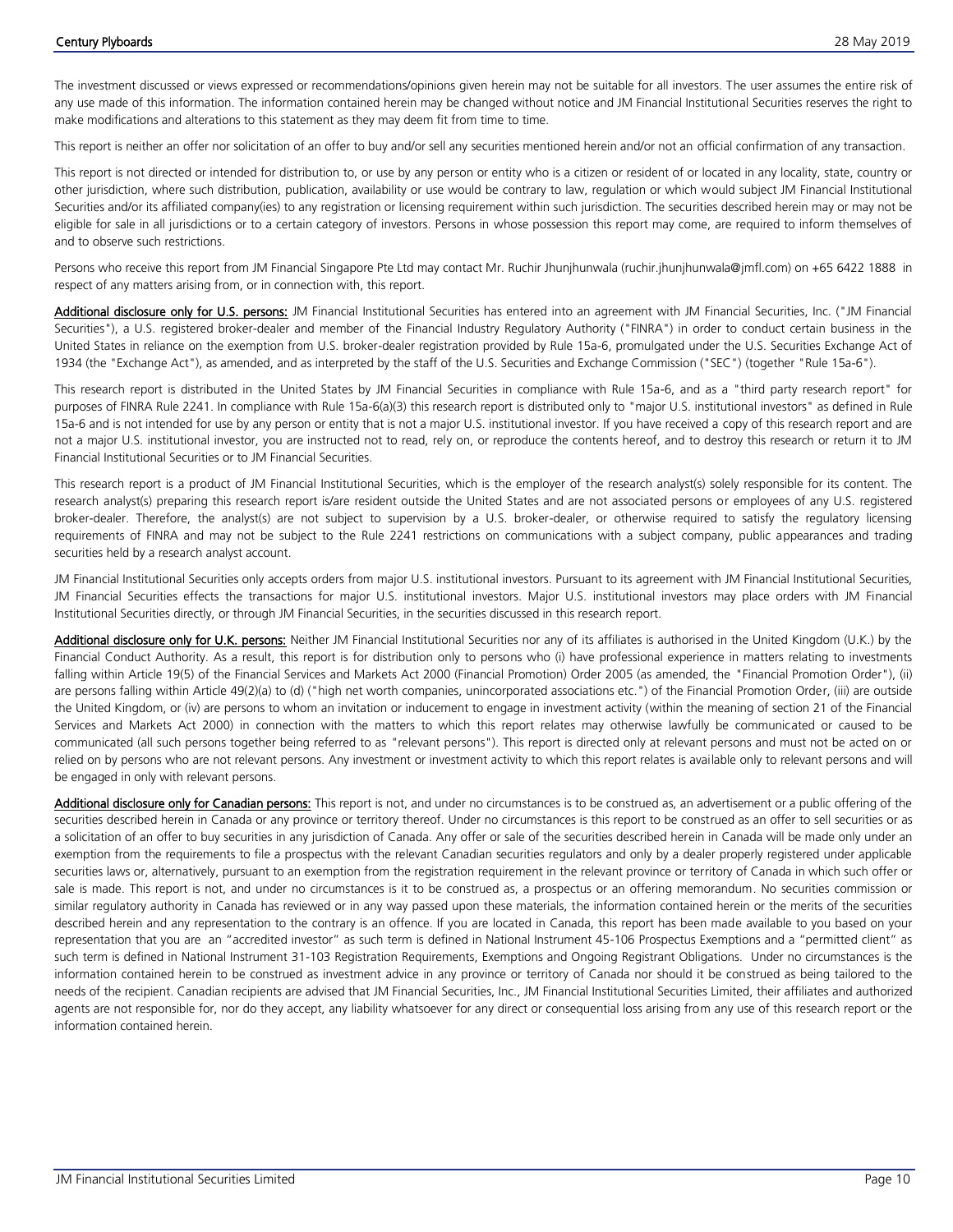The investment discussed or views expressed or recommendations/opinions given herein may not be suitable for all investors. The user assumes the entire risk of any use made of this information. The information contained herein may be changed without notice and JM Financial Institutional Securities reserves the right to make modifications and alterations to this statement as they may deem fit from time to time.

This report is neither an offer nor solicitation of an offer to buy and/or sell any securities mentioned herein and/or not an official confirmation of any transaction.

This report is not directed or intended for distribution to, or use by any person or entity who is a citizen or resident of or located in any locality, state, country or other jurisdiction, where such distribution, publication, availability or use would be contrary to law, regulation or which would subject JM Financial Institutional Securities and/or its affiliated company(ies) to any registration or licensing requirement within such jurisdiction. The securities described herein may or may not be eligible for sale in all jurisdictions or to a certain category of investors. Persons in whose possession this report may come, are required to inform themselves of and to observe such restrictions.

Persons who receive this report from JM Financial Singapore Pte Ltd may contact Mr. Ruchir Jhunjhunwala (ruchir.jhunjhunwala@jmfl.com) on +65 6422 1888 in respect of any matters arising from, or in connection with, this report.

**Additional disclosure only for U.S. persons:** JM Financial Institutional Securities has entered into an agreement with JM Financial Securities, Inc. ("JM Financial Securities"), a U.S. registered broker-dealer and member of the Financial Industry Regulatory Authority ("FINRA") in order to conduct certain business in the United States in reliance on the exemption from U.S. broker-dealer registration provided by Rule 15a-6, promulgated under the U.S. Securities Exchange Act of 1934 (the "Exchange Act"), as amended, and as interpreted by the staff of the U.S. Securities and Exchange Commission ("SEC") (together "Rule 15a-6").

This research report is distributed in the United States by JM Financial Securities in compliance with Rule 15a-6, and as a "third party research report" for purposes of FINRA Rule 2241. In compliance with Rule 15a-6(a)(3) this research report is distributed only to "major U.S. institutional investors" as defined in Rule 15a-6 and is not intended for use by any person or entity that is not a major U.S. institutional investor. If you have received a copy of this research report and are not a major U.S. institutional investor, you are instructed not to read, rely on, or reproduce the contents hereof, and to destroy this research or return it to JM Financial Institutional Securities or to JM Financial Securities.

This research report is a product of JM Financial Institutional Securities, which is the employer of the research analyst(s) solely responsible for its content. The research analyst(s) preparing this research report is/are resident outside the United States and are not associated persons or employees of any U.S. registered broker-dealer. Therefore, the analyst(s) are not subject to supervision by a U.S. broker-dealer, or otherwise required to satisfy the regulatory licensing requirements of FINRA and may not be subject to the Rule 2241 restrictions on communications with a subject company, public appearances and trading securities held by a research analyst account.

JM Financial Institutional Securities only accepts orders from major U.S. institutional investors. Pursuant to its agreement with JM Financial Institutional Securities, JM Financial Securities effects the transactions for major U.S. institutional investors. Major U.S. institutional investors may place orders with JM Financial Institutional Securities directly, or through JM Financial Securities, in the securities discussed in this research report.

**Additional disclosure only for U.K. persons:** Neither JM Financial Institutional Securities nor any of its affiliates is authorised in the United Kingdom (U.K.) by the Financial Conduct Authority. As a result, this report is for distribution only to persons who (i) have professional experience in matters relating to investments falling within Article 19(5) of the Financial Services and Markets Act 2000 (Financial Promotion) Order 2005 (as amended, the "Financial Promotion Order"), (ii) are persons falling within Article 49(2)(a) to (d) ("high net worth companies, unincorporated associations etc.") of the Financial Promotion Order, (iii) are outside the United Kingdom, or (iv) are persons to whom an invitation or inducement to engage in investment activity (within the meaning of section 21 of the Financial Services and Markets Act 2000) in connection with the matters to which this report relates may otherwise lawfully be communicated or caused to be communicated (all such persons together being referred to as "relevant persons"). This report is directed only at relevant persons and must not be acted on or relied on by persons who are not relevant persons. Any investment or investment activity to which this report relates is available only to relevant persons and will be engaged in only with relevant persons.

**Additional disclosure only for Canadian persons:** This report is not, and under no circumstances is to be construed as, an advertisement or a public offering of the securities described herein in Canada or any province or territory thereof. Under no circumstances is this report to be construed as an offer to sell securities or as a solicitation of an offer to buy securities in any jurisdiction of Canada. Any offer or sale of the securities described herein in Canada will be made only under an exemption from the requirements to file a prospectus with the relevant Canadian securities regulators and only by a dealer properly registered under applicable securities laws or, alternatively, pursuant to an exemption from the registration requirement in the relevant province or territory of Canada in which such offer or sale is made. This report is not, and under no circumstances is it to be construed as, a prospectus or an offering memorandum. No securities commission or similar regulatory authority in Canada has reviewed or in any way passed upon these materials, the information contained herein or the merits of the securities described herein and any representation to the contrary is an offence. If you are located in Canada, this report has been made available to you based on your representation that you are an "accredited investor" as such term is defined in National Instrument 45-106 Prospectus Exemptions and a "permitted client" as such term is defined in National Instrument 31-103 Registration Requirements, Exemptions and Ongoing Registrant Obligations. Under no circumstances is the information contained herein to be construed as investment advice in any province or territory of Canada nor should it be construed as being tailored to the needs of the recipient. Canadian recipients are advised that JM Financial Securities, Inc., JM Financial Institutional Securities Limited, their affiliates and authorized agents are not responsible for, nor do they accept, any liability whatsoever for any direct or consequential loss arising from any use of this research report or the information contained herein.